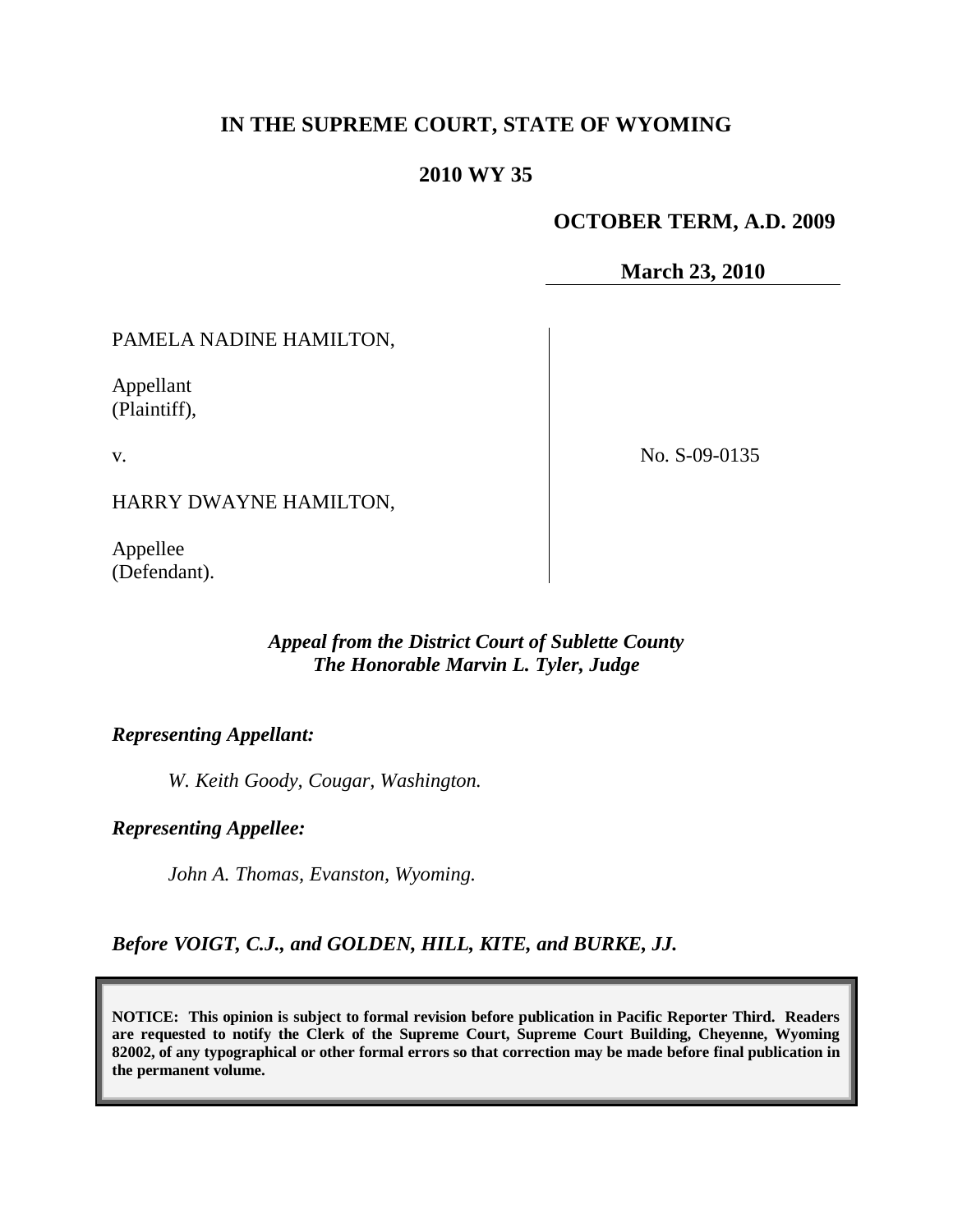**IN THE SUPREME COURT, STATE OF WYOMING**

**2010 WY 35**

**OCTOBER TERM, A.D. 2009**

**March 23, 2010**

PAMELA NADINE HAMILTON,

Appellant
(Plaintiff),

v.

HARRY DWAYNE HAMILTON,

Appellee
(Defendant).

No. S-09-0135

***Appeal from the District Court of Sublette County***
***The Honorable Marvin L. Tyler, Judge***

***Representing Appellant:***

*W. Keith Goody, Cougar, Washington.*

***Representing Appellee:***

*John A. Thomas, Evanston, Wyoming.*

***Before VOIGT, C.J., and GOLDEN, HILL, KITE, and BURKE, JJ.***

**NOTICE: This opinion is subject to formal revision before publication in Pacific Reporter Third. Readers are requested to notify the Clerk of the Supreme Court, Supreme Court Building, Cheyenne, Wyoming 82002, of any typographical or other formal errors so that correction may be made before final publication in the permanent volume.**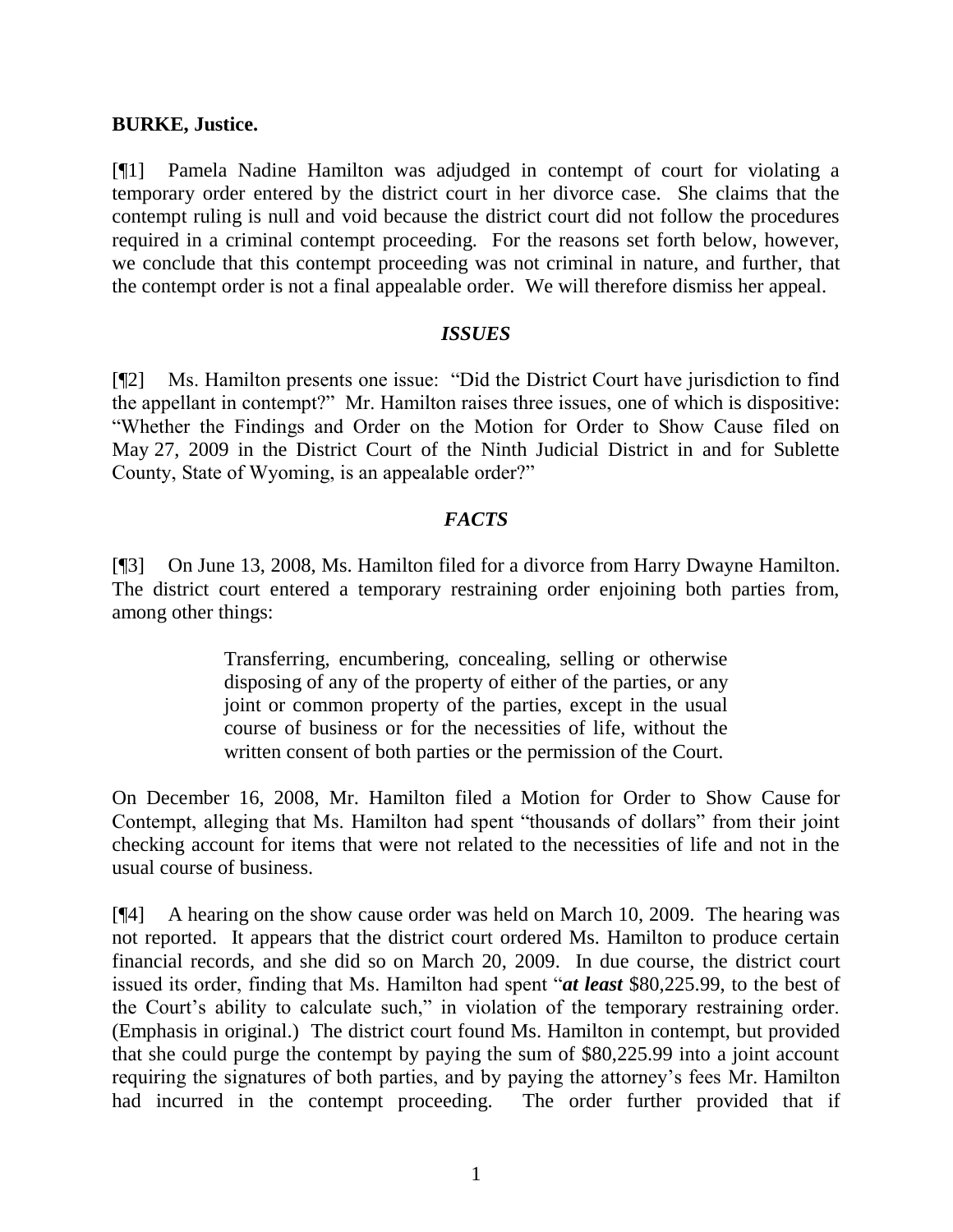**BURKE, Justice.**

[¶1] Pamela Nadine Hamilton was adjudged in contempt of court for violating a temporary order entered by the district court in her divorce case. She claims that the contempt ruling is null and void because the district court did not follow the procedures required in a criminal contempt proceeding. For the reasons set forth below, however, we conclude that this contempt proceeding was not criminal in nature, and further, that the contempt order is not a final appealable order. We will therefore dismiss her appeal.

### *ISSUES*

[¶2] Ms. Hamilton presents one issue: "Did the District Court have jurisdiction to find the appellant in contempt?" Mr. Hamilton raises three issues, one of which is dispositive: "Whether the Findings and Order on the Motion for Order to Show Cause filed on May 27, 2009 in the District Court of the Ninth Judicial District in and for Sublette County, State of Wyoming, is an appealable order?"

### *FACTS*

[¶3] On June 13, 2008, Ms. Hamilton filed for a divorce from Harry Dwayne Hamilton. The district court entered a temporary restraining order enjoining both parties from, among other things:

> Transferring, encumbering, concealing, selling or otherwise disposing of any of the property of either of the parties, or any joint or common property of the parties, except in the usual course of business or for the necessities of life, without the written consent of both parties or the permission of the Court.

On December 16, 2008, Mr. Hamilton filed a Motion for Order to Show Cause for Contempt, alleging that Ms. Hamilton had spent "thousands of dollars" from their joint checking account for items that were not related to the necessities of life and not in the usual course of business.

[¶4] A hearing on the show cause order was held on March 10, 2009. The hearing was not reported. It appears that the district court ordered Ms. Hamilton to produce certain financial records, and she did so on March 20, 2009. In due course, the district court issued its order, finding that Ms. Hamilton had spent "***at least*** $80,225.99, to the best of the Court's ability to calculate such," in violation of the temporary restraining order. (Emphasis in original.) The district court found Ms. Hamilton in contempt, but provided that she could purge the contempt by paying the sum of $80,225.99 into a joint account requiring the signatures of both parties, and by paying the attorney's fees Mr. Hamilton had incurred in the contempt proceeding. The order further provided that if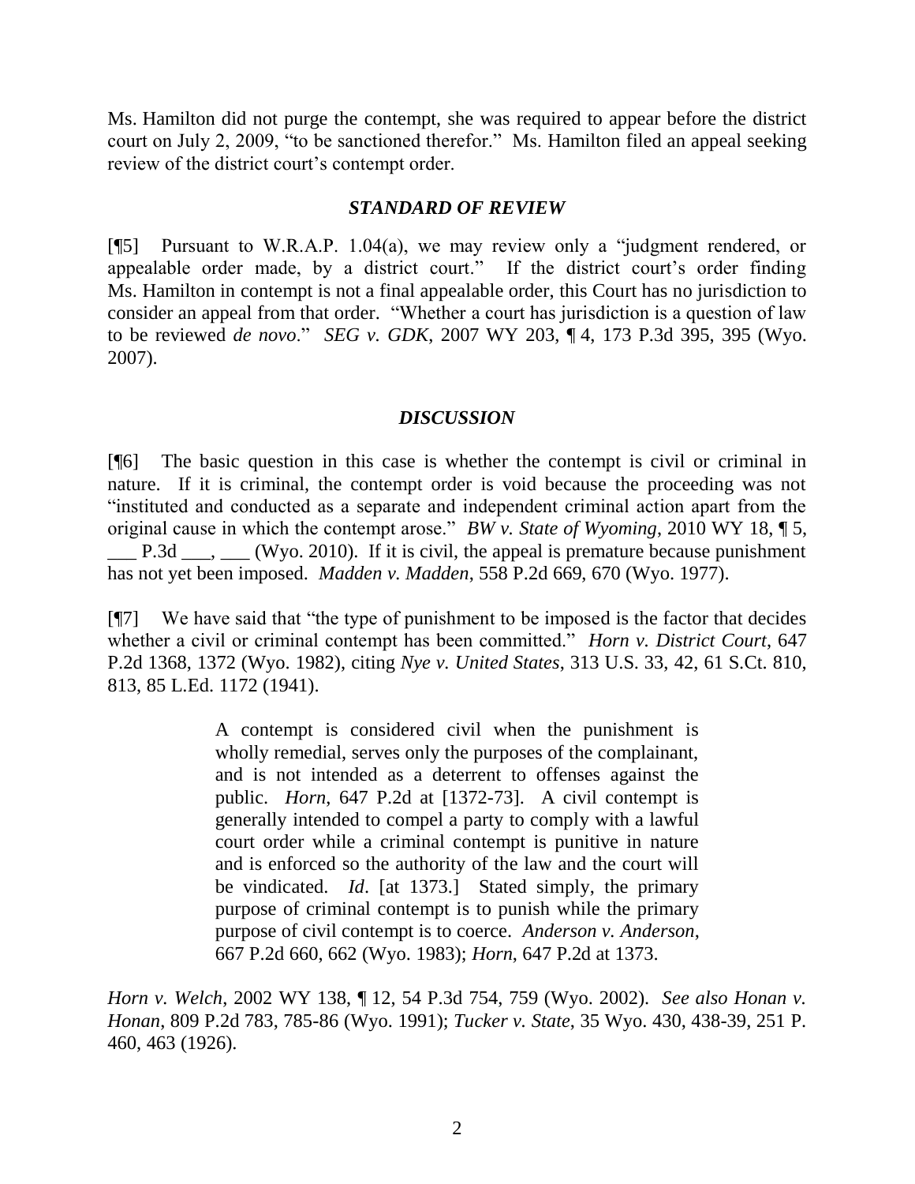Ms. Hamilton did not purge the contempt, she was required to appear before the district court on July 2, 2009, "to be sanctioned therefor." Ms. Hamilton filed an appeal seeking review of the district court's contempt order.

### *STANDARD OF REVIEW*

[¶5] Pursuant to W.R.A.P. 1.04(a), we may review only a "judgment rendered, or appealable order made, by a district court." If the district court's order finding Ms. Hamilton in contempt is not a final appealable order, this Court has no jurisdiction to consider an appeal from that order. "Whether a court has jurisdiction is a question of law to be reviewed *de novo*." *SEG v. GDK*, 2007 WY 203, ¶ 4, 173 P.3d 395, 395 (Wyo. 2007).

### *DISCUSSION*

[¶6] The basic question in this case is whether the contempt is civil or criminal in nature. If it is criminal, the contempt order is void because the proceeding was not "instituted and conducted as a separate and independent criminal action apart from the original cause in which the contempt arose." *BW v. State of Wyoming*, 2010 WY 18, ¶ 5, ___ P.3d ___, ___ (Wyo. 2010). If it is civil, the appeal is premature because punishment has not yet been imposed. *Madden v. Madden*, 558 P.2d 669, 670 (Wyo. 1977).

[¶7] We have said that "the type of punishment to be imposed is the factor that decides whether a civil or criminal contempt has been committed." *Horn v. District Court*, 647 P.2d 1368, 1372 (Wyo. 1982), citing *Nye v. United States*, 313 U.S. 33, 42, 61 S.Ct. 810, 813, 85 L.Ed. 1172 (1941).

> A contempt is considered civil when the punishment is wholly remedial, serves only the purposes of the complainant, and is not intended as a deterrent to offenses against the public. *Horn*, 647 P.2d at [1372-73]. A civil contempt is generally intended to compel a party to comply with a lawful court order while a criminal contempt is punitive in nature and is enforced so the authority of the law and the court will be vindicated. *Id*. [at 1373.] Stated simply, the primary purpose of criminal contempt is to punish while the primary purpose of civil contempt is to coerce. *Anderson v. Anderson*, 667 P.2d 660, 662 (Wyo. 1983); *Horn*, 647 P.2d at 1373.

*Horn v. Welch*, 2002 WY 138, ¶ 12, 54 P.3d 754, 759 (Wyo. 2002). *See also Honan v. Honan*, 809 P.2d 783, 785-86 (Wyo. 1991); *Tucker v. State*, 35 Wyo. 430, 438-39, 251 P. 460, 463 (1926).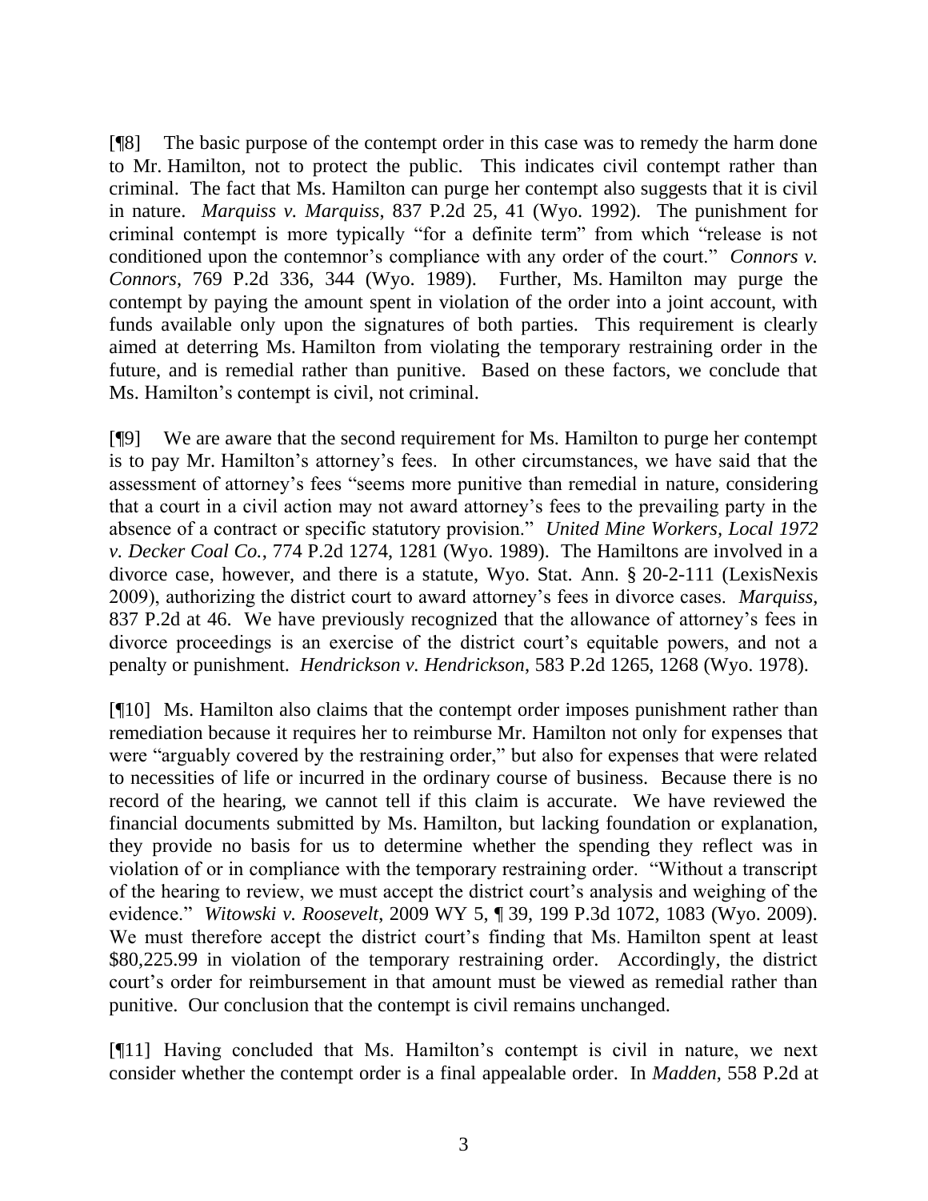[¶8] The basic purpose of the contempt order in this case was to remedy the harm done to Mr. Hamilton, not to protect the public. This indicates civil contempt rather than criminal. The fact that Ms. Hamilton can purge her contempt also suggests that it is civil in nature. *Marquiss v. Marquiss*, 837 P.2d 25, 41 (Wyo. 1992). The punishment for criminal contempt is more typically "for a definite term" from which "release is not conditioned upon the contemnor's compliance with any order of the court." *Connors v. Connors*, 769 P.2d 336, 344 (Wyo. 1989). Further, Ms. Hamilton may purge the contempt by paying the amount spent in violation of the order into a joint account, with funds available only upon the signatures of both parties. This requirement is clearly aimed at deterring Ms. Hamilton from violating the temporary restraining order in the future, and is remedial rather than punitive. Based on these factors, we conclude that Ms. Hamilton's contempt is civil, not criminal.

[¶9] We are aware that the second requirement for Ms. Hamilton to purge her contempt is to pay Mr. Hamilton's attorney's fees. In other circumstances, we have said that the assessment of attorney's fees "seems more punitive than remedial in nature, considering that a court in a civil action may not award attorney's fees to the prevailing party in the absence of a contract or specific statutory provision." *United Mine Workers, Local 1972 v. Decker Coal Co.*, 774 P.2d 1274, 1281 (Wyo. 1989). The Hamiltons are involved in a divorce case, however, and there is a statute, Wyo. Stat. Ann. § 20-2-111 (LexisNexis 2009), authorizing the district court to award attorney's fees in divorce cases. *Marquiss*, 837 P.2d at 46. We have previously recognized that the allowance of attorney's fees in divorce proceedings is an exercise of the district court's equitable powers, and not a penalty or punishment. *Hendrickson v. Hendrickson*, 583 P.2d 1265, 1268 (Wyo. 1978).

[¶10] Ms. Hamilton also claims that the contempt order imposes punishment rather than remediation because it requires her to reimburse Mr. Hamilton not only for expenses that were "arguably covered by the restraining order," but also for expenses that were related to necessities of life or incurred in the ordinary course of business. Because there is no record of the hearing, we cannot tell if this claim is accurate. We have reviewed the financial documents submitted by Ms. Hamilton, but lacking foundation or explanation, they provide no basis for us to determine whether the spending they reflect was in violation of or in compliance with the temporary restraining order. "Without a transcript of the hearing to review, we must accept the district court's analysis and weighing of the evidence." *Witowski v. Roosevelt*, 2009 WY 5, ¶ 39, 199 P.3d 1072, 1083 (Wyo. 2009). We must therefore accept the district court's finding that Ms. Hamilton spent at least $80,225.99 in violation of the temporary restraining order. Accordingly, the district court's order for reimbursement in that amount must be viewed as remedial rather than punitive. Our conclusion that the contempt is civil remains unchanged.

[¶11] Having concluded that Ms. Hamilton's contempt is civil in nature, we next consider whether the contempt order is a final appealable order. In *Madden*, 558 P.2d at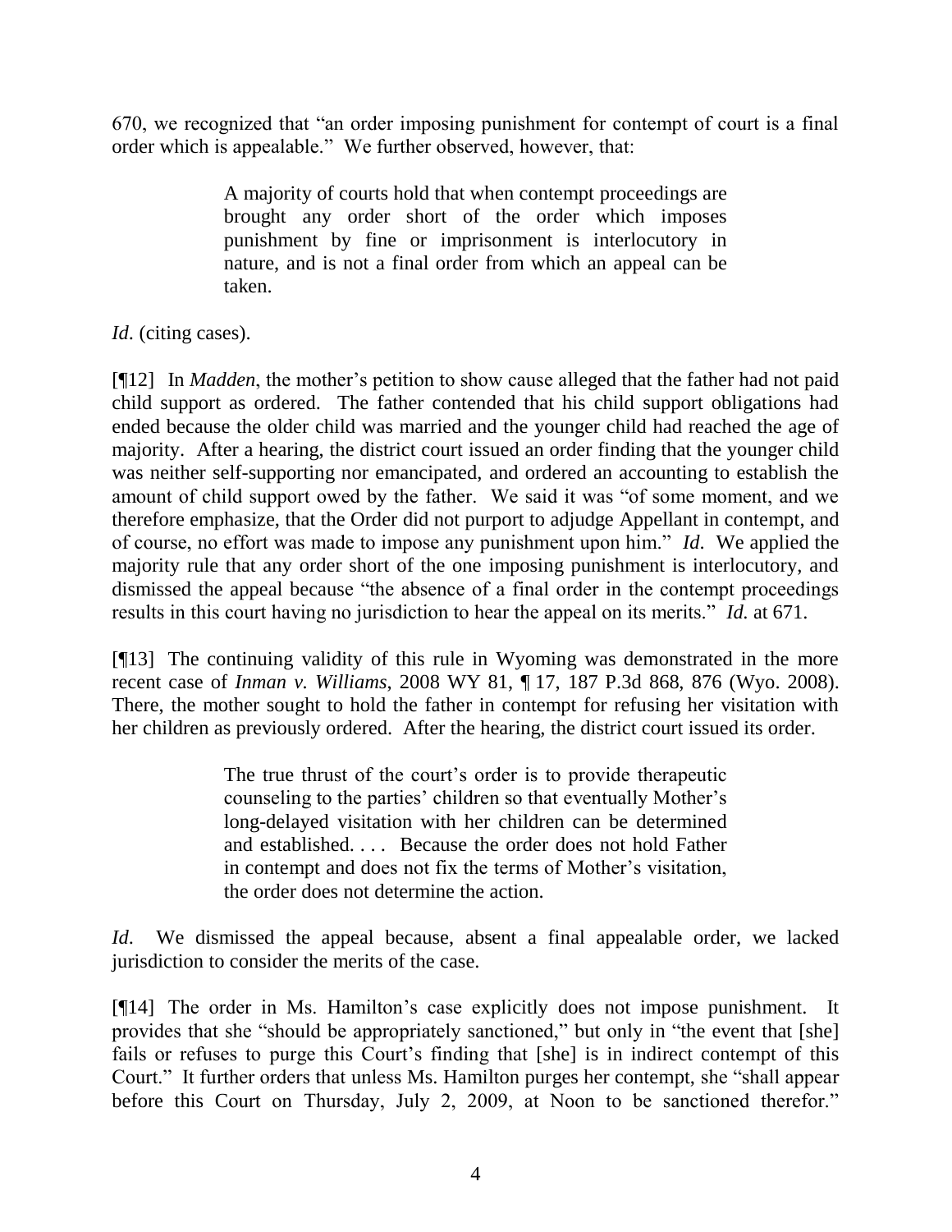670, we recognized that "an order imposing punishment for contempt of court is a final order which is appealable." We further observed, however, that:

> A majority of courts hold that when contempt proceedings are brought any order short of the order which imposes punishment by fine or imprisonment is interlocutory in nature, and is not a final order from which an appeal can be taken.

*Id*. (citing cases).

[¶12] In *Madden*, the mother's petition to show cause alleged that the father had not paid child support as ordered. The father contended that his child support obligations had ended because the older child was married and the younger child had reached the age of majority. After a hearing, the district court issued an order finding that the younger child was neither self-supporting nor emancipated, and ordered an accounting to establish the amount of child support owed by the father. We said it was "of some moment, and we therefore emphasize, that the Order did not purport to adjudge Appellant in contempt, and of course, no effort was made to impose any punishment upon him." *Id*. We applied the majority rule that any order short of the one imposing punishment is interlocutory, and dismissed the appeal because "the absence of a final order in the contempt proceedings results in this court having no jurisdiction to hear the appeal on its merits." *Id.* at 671.

[¶13] The continuing validity of this rule in Wyoming was demonstrated in the more recent case of *Inman v. Williams*, 2008 WY 81, ¶ 17, 187 P.3d 868, 876 (Wyo. 2008). There, the mother sought to hold the father in contempt for refusing her visitation with her children as previously ordered. After the hearing, the district court issued its order.

> The true thrust of the court's order is to provide therapeutic counseling to the parties' children so that eventually Mother's long-delayed visitation with her children can be determined and established. . . . Because the order does not hold Father in contempt and does not fix the terms of Mother's visitation, the order does not determine the action.

*Id*. We dismissed the appeal because, absent a final appealable order, we lacked jurisdiction to consider the merits of the case.

[¶14] The order in Ms. Hamilton's case explicitly does not impose punishment. It provides that she "should be appropriately sanctioned," but only in "the event that [she] fails or refuses to purge this Court's finding that [she] is in indirect contempt of this Court." It further orders that unless Ms. Hamilton purges her contempt, she "shall appear before this Court on Thursday, July 2, 2009, at Noon to be sanctioned therefor."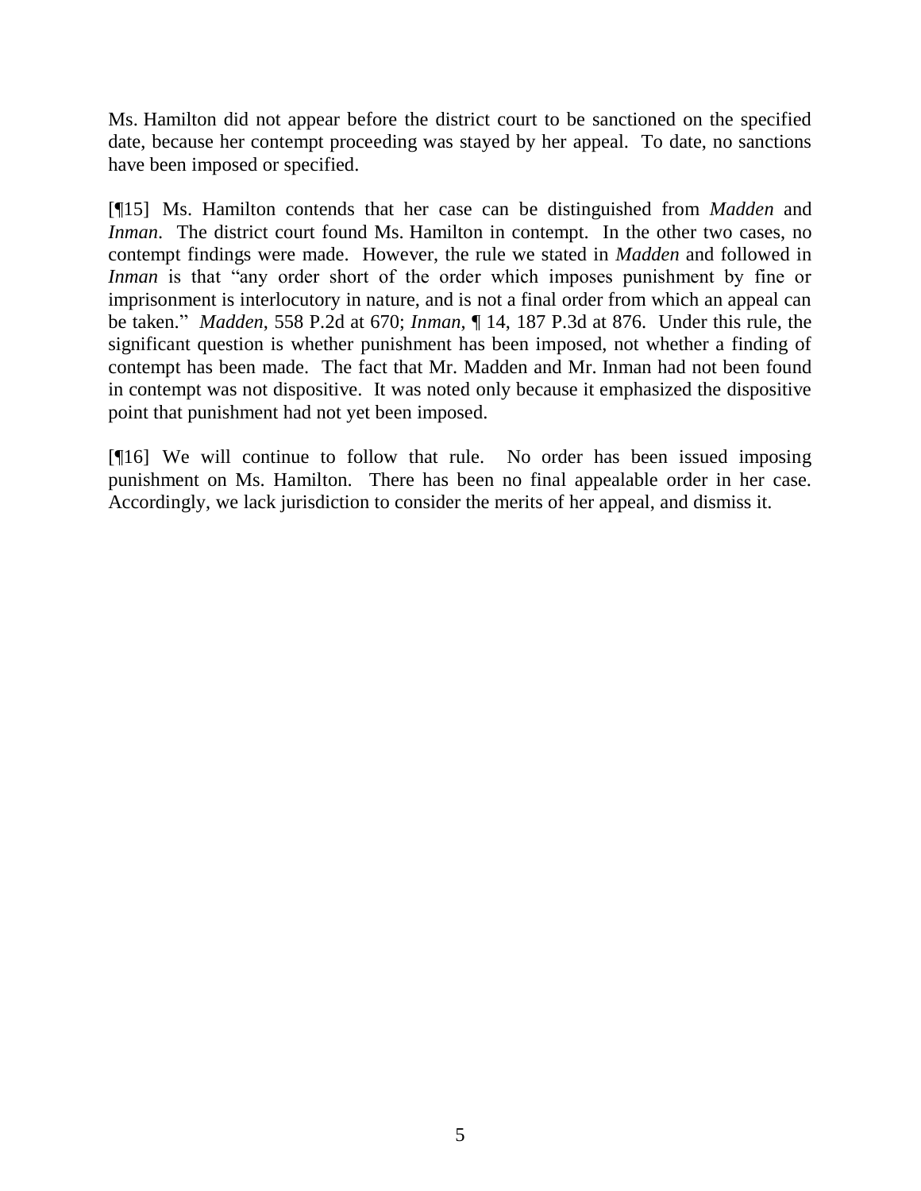Ms. Hamilton did not appear before the district court to be sanctioned on the specified date, because her contempt proceeding was stayed by her appeal. To date, no sanctions have been imposed or specified.

[¶15] Ms. Hamilton contends that her case can be distinguished from *Madden* and *Inman*. The district court found Ms. Hamilton in contempt. In the other two cases, no contempt findings were made. However, the rule we stated in *Madden* and followed in *Inman* is that "any order short of the order which imposes punishment by fine or imprisonment is interlocutory in nature, and is not a final order from which an appeal can be taken." *Madden*, 558 P.2d at 670; *Inman*, ¶ 14, 187 P.3d at 876. Under this rule, the significant question is whether punishment has been imposed, not whether a finding of contempt has been made. The fact that Mr. Madden and Mr. Inman had not been found in contempt was not dispositive. It was noted only because it emphasized the dispositive point that punishment had not yet been imposed.

[¶16] We will continue to follow that rule. No order has been issued imposing punishment on Ms. Hamilton. There has been no final appealable order in her case. Accordingly, we lack jurisdiction to consider the merits of her appeal, and dismiss it.